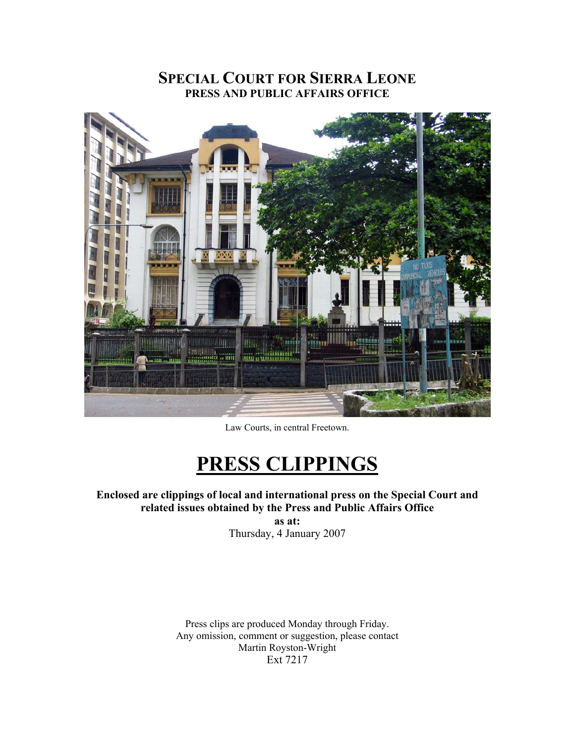# SPECIAL COURT FOR SIERRA LEONE
## PRESS AND PUBLIC AFFAIRS OFFICE

Law Courts, in central Freetown.

# PRESS CLIPPINGS

**Enclosed are clippings of local and international press on the Special Court and related issues obtained by the Press and Public Affairs Office as at:**

Thursday, 4 January 2007

Press clips are produced Monday through Friday.
Any omission, comment or suggestion, please contact
Martin Royston-Wright
Ext 7217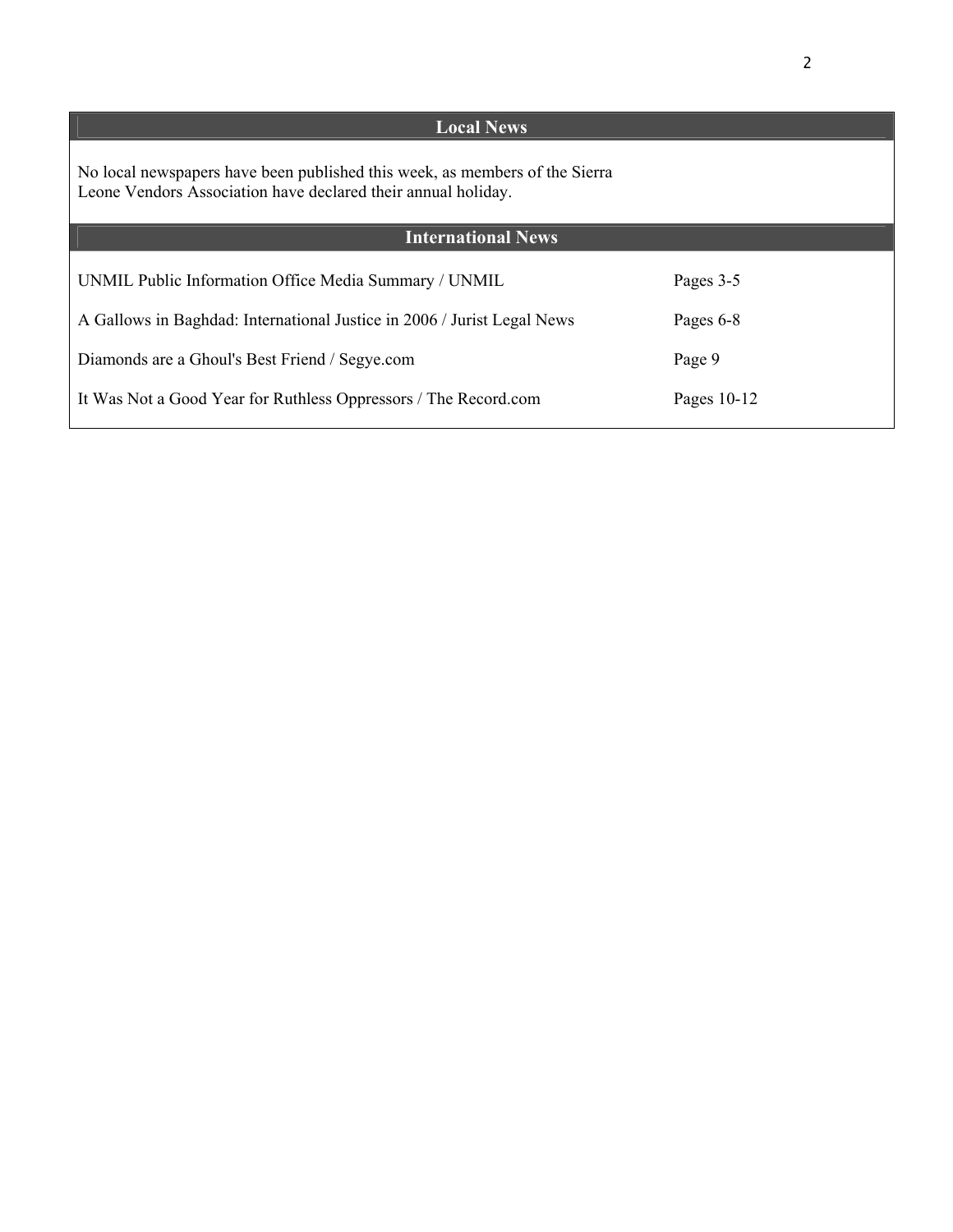## Local News

No local newspapers have been published this week, as members of the Sierra Leone Vendors Association have declared their annual holiday.

## International News

| | |
|---|---|
| UNMIL Public Information Office Media Summary / UNMIL | Pages 3-5 |
| A Gallows in Baghdad: International Justice in 2006 / Jurist Legal News | Pages 6-8 |
| Diamonds are a Ghoul's Best Friend / Segye.com | Page 9 |
| It Was Not a Good Year for Ruthless Oppressors / The Record.com | Pages 10-12 |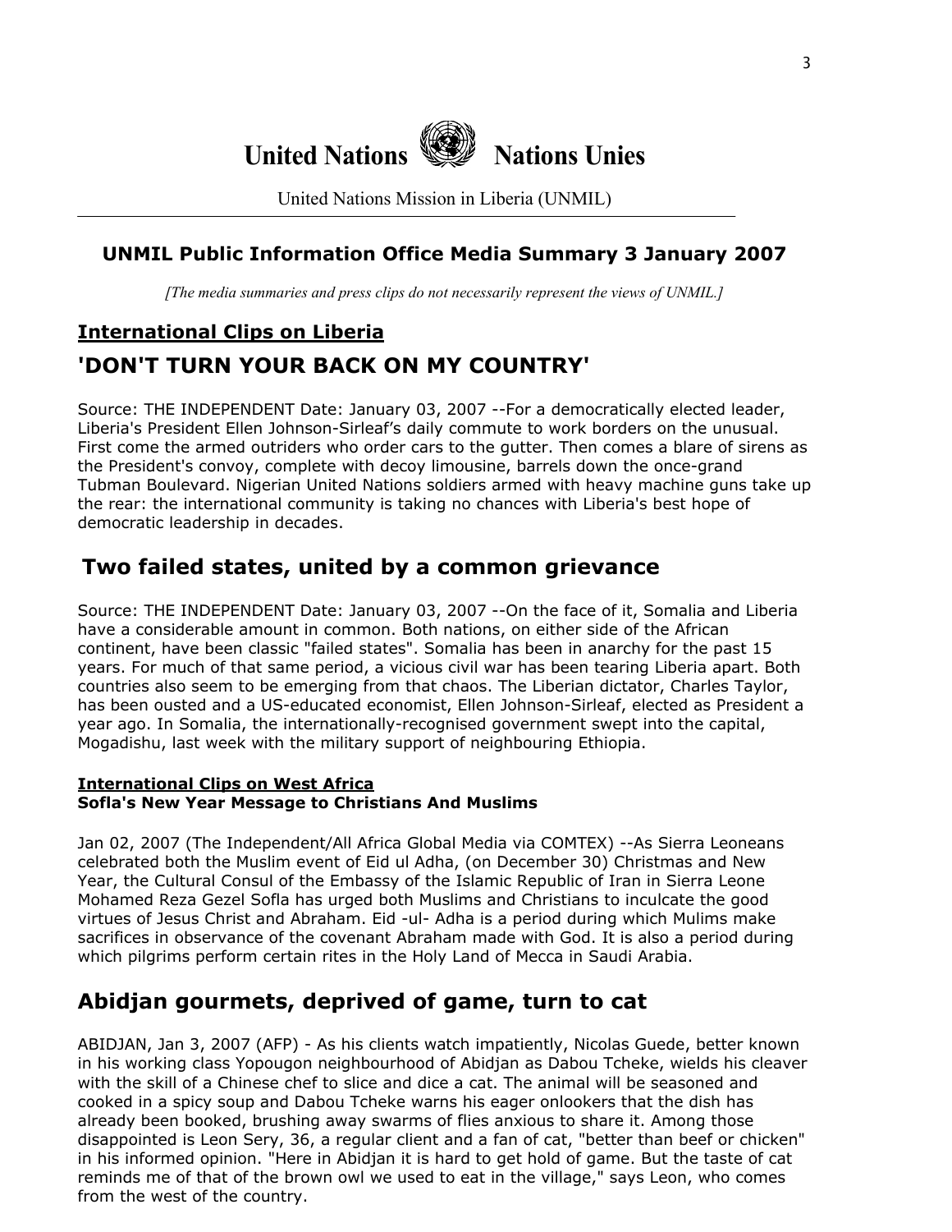# United Nations Nations Unies

United Nations Mission in Liberia (UNMIL)

## UNMIL Public Information Office Media Summary 3 January 2007

*[The media summaries and press clips do not necessarily represent the views of UNMIL.]*

## International Clips on Liberia

## 'DON'T TURN YOUR BACK ON MY COUNTRY'

Source: THE INDEPENDENT Date: January 03, 2007 --For a democratically elected leader, Liberia's President Ellen Johnson-Sirleaf's daily commute to work borders on the unusual. First come the armed outriders who order cars to the gutter. Then comes a blare of sirens as the President's convoy, complete with decoy limousine, barrels down the once-grand Tubman Boulevard. Nigerian United Nations soldiers armed with heavy machine guns take up the rear: the international community is taking no chances with Liberia's best hope of democratic leadership in decades.

## Two failed states, united by a common grievance

Source: THE INDEPENDENT Date: January 03, 2007 --On the face of it, Somalia and Liberia have a considerable amount in common. Both nations, on either side of the African continent, have been classic "failed states". Somalia has been in anarchy for the past 15 years. For much of that same period, a vicious civil war has been tearing Liberia apart. Both countries also seem to be emerging from that chaos. The Liberian dictator, Charles Taylor, has been ousted and a US-educated economist, Ellen Johnson-Sirleaf, elected as President a year ago. In Somalia, the internationally-recognised government swept into the capital, Mogadishu, last week with the military support of neighbouring Ethiopia.

### International Clips on West Africa

**Sofla's New Year Message to Christians And Muslims**

Jan 02, 2007 (The Independent/All Africa Global Media via COMTEX) --As Sierra Leoneans celebrated both the Muslim event of Eid ul Adha, (on December 30) Christmas and New Year, the Cultural Consul of the Embassy of the Islamic Republic of Iran in Sierra Leone Mohamed Reza Gezel Sofla has urged both Muslims and Christians to inculcate the good virtues of Jesus Christ and Abraham. Eid -ul- Adha is a period during which Mulims make sacrifices in observance of the covenant Abraham made with God. It is also a period during which pilgrims perform certain rites in the Holy Land of Mecca in Saudi Arabia.

## Abidjan gourmets, deprived of game, turn to cat

ABIDJAN, Jan 3, 2007 (AFP) - As his clients watch impatiently, Nicolas Guede, better known in his working class Yopougon neighbourhood of Abidjan as Dabou Tcheke, wields his cleaver with the skill of a Chinese chef to slice and dice a cat. The animal will be seasoned and cooked in a spicy soup and Dabou Tcheke warns his eager onlookers that the dish has already been booked, brushing away swarms of flies anxious to share it. Among those disappointed is Leon Sery, 36, a regular client and a fan of cat, "better than beef or chicken" in his informed opinion. "Here in Abidjan it is hard to get hold of game. But the taste of cat reminds me of that of the brown owl we used to eat in the village," says Leon, who comes from the west of the country.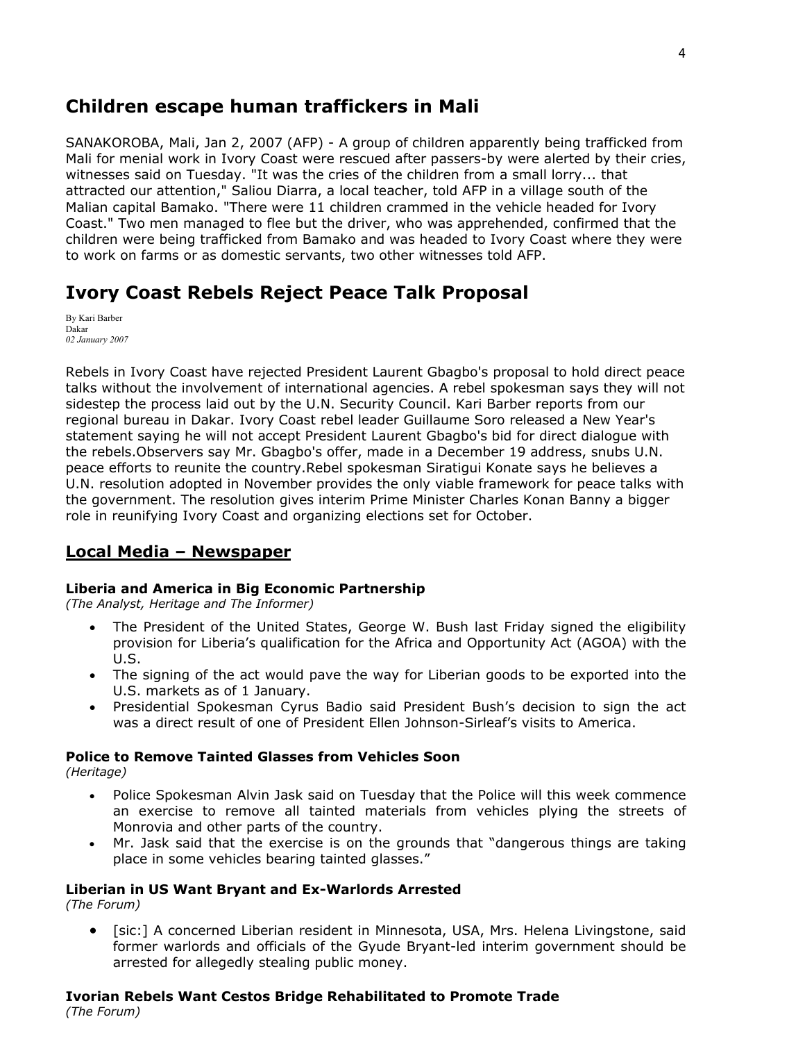## Children escape human traffickers in Mali

SANAKOROBA, Mali, Jan 2, 2007 (AFP) - A group of children apparently being trafficked from Mali for menial work in Ivory Coast were rescued after passers-by were alerted by their cries, witnesses said on Tuesday. "It was the cries of the children from a small lorry... that attracted our attention," Saliou Diarra, a local teacher, told AFP in a village south of the Malian capital Bamako. "There were 11 children crammed in the vehicle headed for Ivory Coast." Two men managed to flee but the driver, who was apprehended, confirmed that the children were being trafficked from Bamako and was headed to Ivory Coast where they were to work on farms or as domestic servants, two other witnesses told AFP.

## Ivory Coast Rebels Reject Peace Talk Proposal

By Kari Barber
Dakar
*02 January 2007*

Rebels in Ivory Coast have rejected President Laurent Gbagbo's proposal to hold direct peace talks without the involvement of international agencies. A rebel spokesman says they will not sidestep the process laid out by the U.N. Security Council. Kari Barber reports from our regional bureau in Dakar. Ivory Coast rebel leader Guillaume Soro released a New Year's statement saying he will not accept President Laurent Gbagbo's bid for direct dialogue with the rebels.Observers say Mr. Gbagbo's offer, made in a December 19 address, snubs U.N. peace efforts to reunite the country.Rebel spokesman Siratigui Konate says he believes a U.N. resolution adopted in November provides the only viable framework for peace talks with the government. The resolution gives interim Prime Minister Charles Konan Banny a bigger role in reunifying Ivory Coast and organizing elections set for October.

## Local Media – Newspaper

### Liberia and America in Big Economic Partnership

*(The Analyst, Heritage and The Informer)*

- The President of the United States, George W. Bush last Friday signed the eligibility provision for Liberia's qualification for the Africa and Opportunity Act (AGOA) with the U.S.
- The signing of the act would pave the way for Liberian goods to be exported into the U.S. markets as of 1 January.
- Presidential Spokesman Cyrus Badio said President Bush's decision to sign the act was a direct result of one of President Ellen Johnson-Sirleaf's visits to America.

### Police to Remove Tainted Glasses from Vehicles Soon

*(Heritage)*

- Police Spokesman Alvin Jask said on Tuesday that the Police will this week commence an exercise to remove all tainted materials from vehicles plying the streets of Monrovia and other parts of the country.
- Mr. Jask said that the exercise is on the grounds that "dangerous things are taking place in some vehicles bearing tainted glasses."

### Liberian in US Want Bryant and Ex-Warlords Arrested

*(The Forum)*

- [sic:] A concerned Liberian resident in Minnesota, USA, Mrs. Helena Livingstone, said former warlords and officials of the Gyude Bryant-led interim government should be arrested for allegedly stealing public money.

### Ivorian Rebels Want Cestos Bridge Rehabilitated to Promote Trade

*(The Forum)*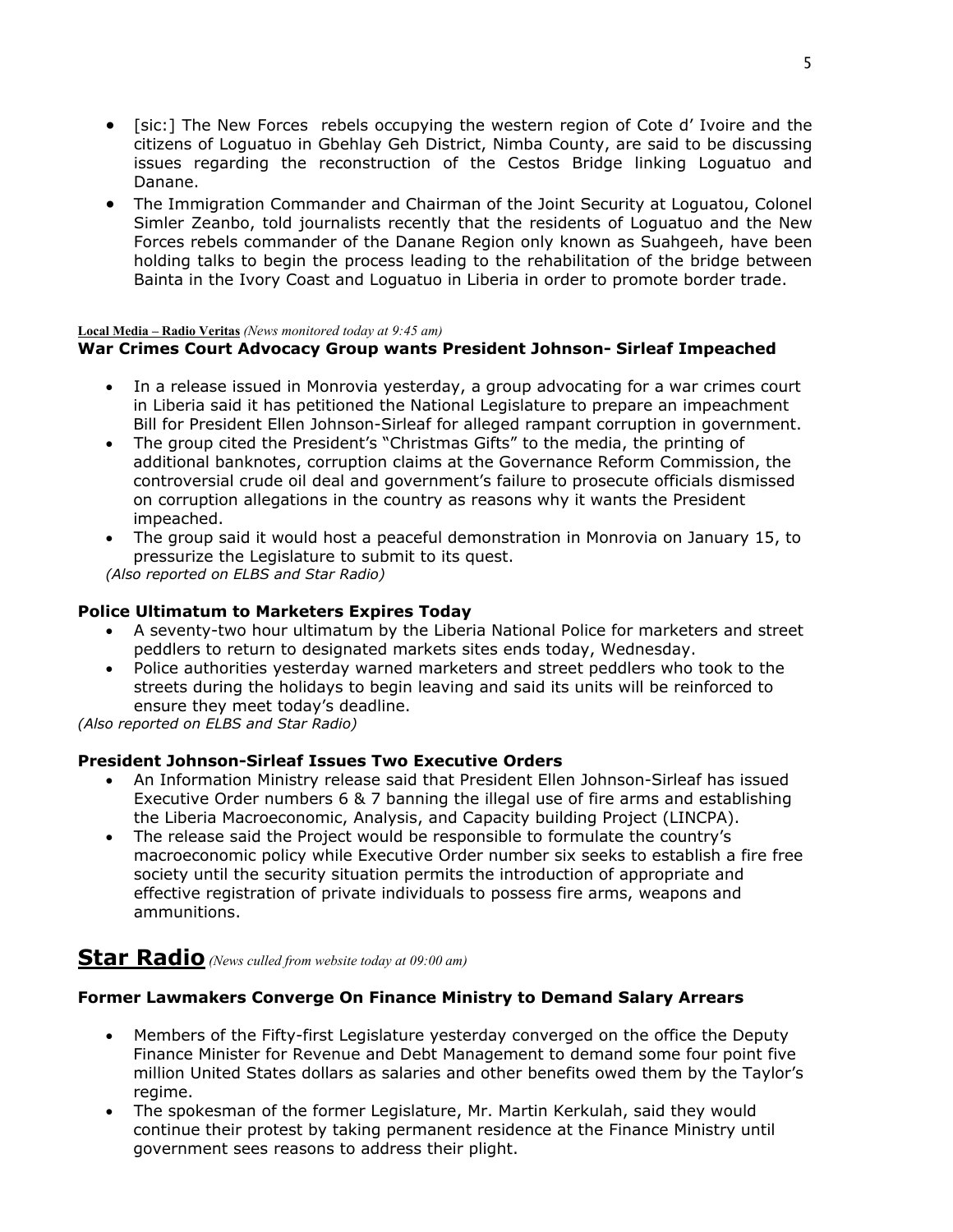- [sic:] The New Forces rebels occupying the western region of Cote d' Ivoire and the citizens of Loguatuo in Gbehlay Geh District, Nimba County, are said to be discussing issues regarding the reconstruction of the Cestos Bridge linking Loguatuo and Danane.
- The Immigration Commander and Chairman of the Joint Security at Loguatou, Colonel Simler Zeanbo, told journalists recently that the residents of Loguatuo and the New Forces rebels commander of the Danane Region only known as Suahgeeh, have been holding talks to begin the process leading to the rehabilitation of the bridge between Bainta in the Ivory Coast and Loguatuo in Liberia in order to promote border trade.

**Local Media – Radio Veritas** *(News monitored today at 9:45 am)*

**War Crimes Court Advocacy Group wants President Johnson- Sirleaf Impeached**

- In a release issued in Monrovia yesterday, a group advocating for a war crimes court in Liberia said it has petitioned the National Legislature to prepare an impeachment Bill for President Ellen Johnson-Sirleaf for alleged rampant corruption in government.
- The group cited the President's "Christmas Gifts" to the media, the printing of additional banknotes, corruption claims at the Governance Reform Commission, the controversial crude oil deal and government's failure to prosecute officials dismissed on corruption allegations in the country as reasons why it wants the President impeached.
- The group said it would host a peaceful demonstration in Monrovia on January 15, to pressurize the Legislature to submit to its quest.

*(Also reported on ELBS and Star Radio)*

**Police Ultimatum to Marketers Expires Today**

- A seventy-two hour ultimatum by the Liberia National Police for marketers and street peddlers to return to designated markets sites ends today, Wednesday.
- Police authorities yesterday warned marketers and street peddlers who took to the streets during the holidays to begin leaving and said its units will be reinforced to ensure they meet today's deadline.

*(Also reported on ELBS and Star Radio)*

**President Johnson-Sirleaf Issues Two Executive Orders**

- An Information Ministry release said that President Ellen Johnson-Sirleaf has issued Executive Order numbers 6 & 7 banning the illegal use of fire arms and establishing the Liberia Macroeconomic, Analysis, and Capacity building Project (LINCPA).
- The release said the Project would be responsible to formulate the country's macroeconomic policy while Executive Order number six seeks to establish a fire free society until the security situation permits the introduction of appropriate and effective registration of private individuals to possess fire arms, weapons and ammunitions.

## Star Radio *(News culled from website today at 09:00 am)*

**Former Lawmakers Converge On Finance Ministry to Demand Salary Arrears**

- Members of the Fifty-first Legislature yesterday converged on the office the Deputy Finance Minister for Revenue and Debt Management to demand some four point five million United States dollars as salaries and other benefits owed them by the Taylor's regime.
- The spokesman of the former Legislature, Mr. Martin Kerkulah, said they would continue their protest by taking permanent residence at the Finance Ministry until government sees reasons to address their plight.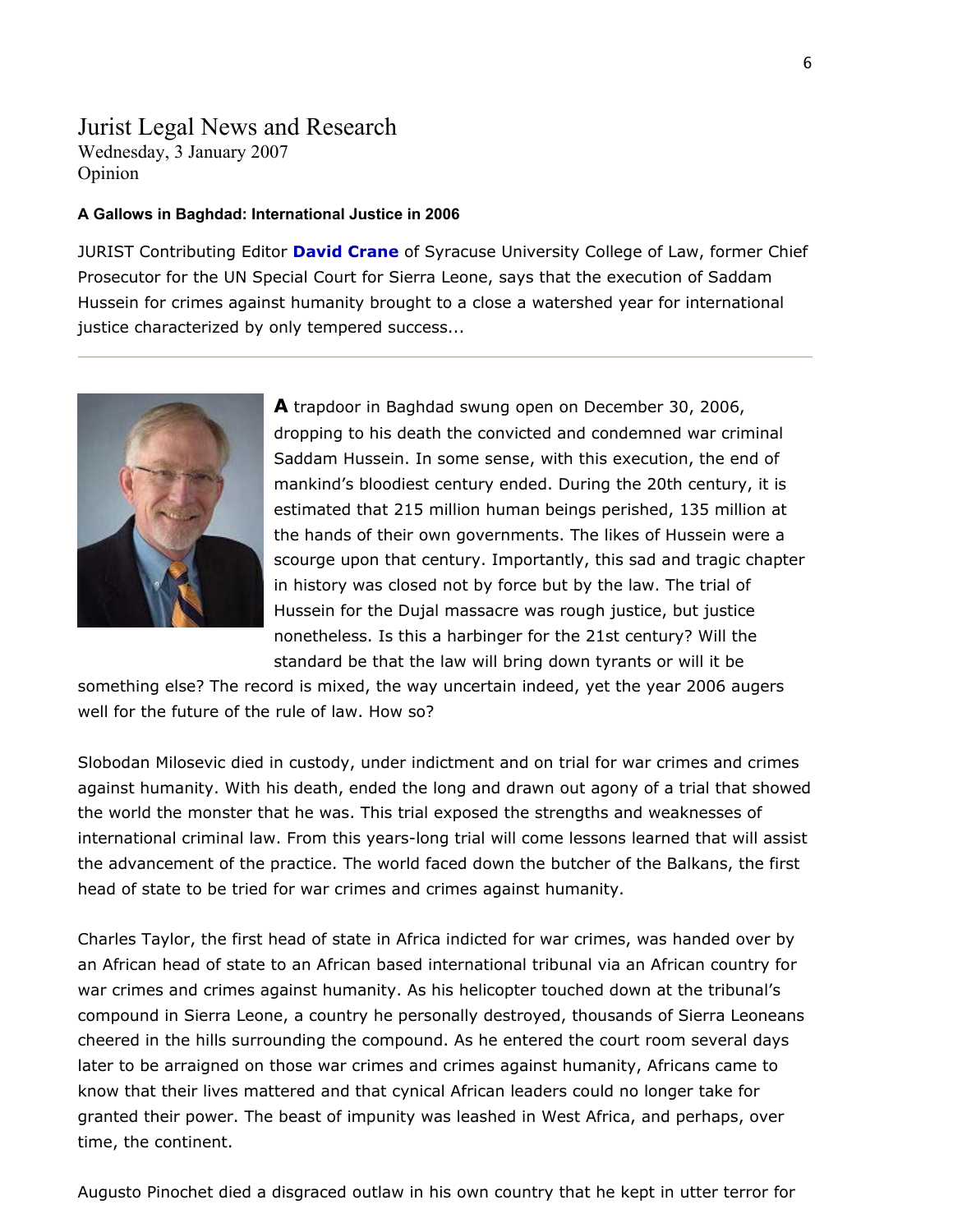# Jurist Legal News and Research

Wednesday, 3 January 2007
Opinion

**A Gallows in Baghdad: International Justice in 2006**

JURIST Contributing Editor **David Crane** of Syracuse University College of Law, former Chief Prosecutor for the UN Special Court for Sierra Leone, says that the execution of Saddam Hussein for crimes against humanity brought to a close a watershed year for international justice characterized by only tempered success...

---

**A** trapdoor in Baghdad swung open on December 30, 2006, dropping to his death the convicted and condemned war criminal Saddam Hussein. In some sense, with this execution, the end of mankind's bloodiest century ended. During the 20th century, it is estimated that 215 million human beings perished, 135 million at the hands of their own governments. The likes of Hussein were a scourge upon that century. Importantly, this sad and tragic chapter in history was closed not by force but by the law. The trial of Hussein for the Dujal massacre was rough justice, but justice nonetheless. Is this a harbinger for the 21st century? Will the standard be that the law will bring down tyrants or will it be something else? The record is mixed, the way uncertain indeed, yet the year 2006 augers well for the future of the rule of law. How so?

Slobodan Milosevic died in custody, under indictment and on trial for war crimes and crimes against humanity. With his death, ended the long and drawn out agony of a trial that showed the world the monster that he was. This trial exposed the strengths and weaknesses of international criminal law. From this years-long trial will come lessons learned that will assist the advancement of the practice. The world faced down the butcher of the Balkans, the first head of state to be tried for war crimes and crimes against humanity.

Charles Taylor, the first head of state in Africa indicted for war crimes, was handed over by an African head of state to an African based international tribunal via an African country for war crimes and crimes against humanity. As his helicopter touched down at the tribunal's compound in Sierra Leone, a country he personally destroyed, thousands of Sierra Leoneans cheered in the hills surrounding the compound. As he entered the court room several days later to be arraigned on those war crimes and crimes against humanity, Africans came to know that their lives mattered and that cynical African leaders could no longer take for granted their power. The beast of impunity was leashed in West Africa, and perhaps, over time, the continent.

Augusto Pinochet died a disgraced outlaw in his own country that he kept in utter terror for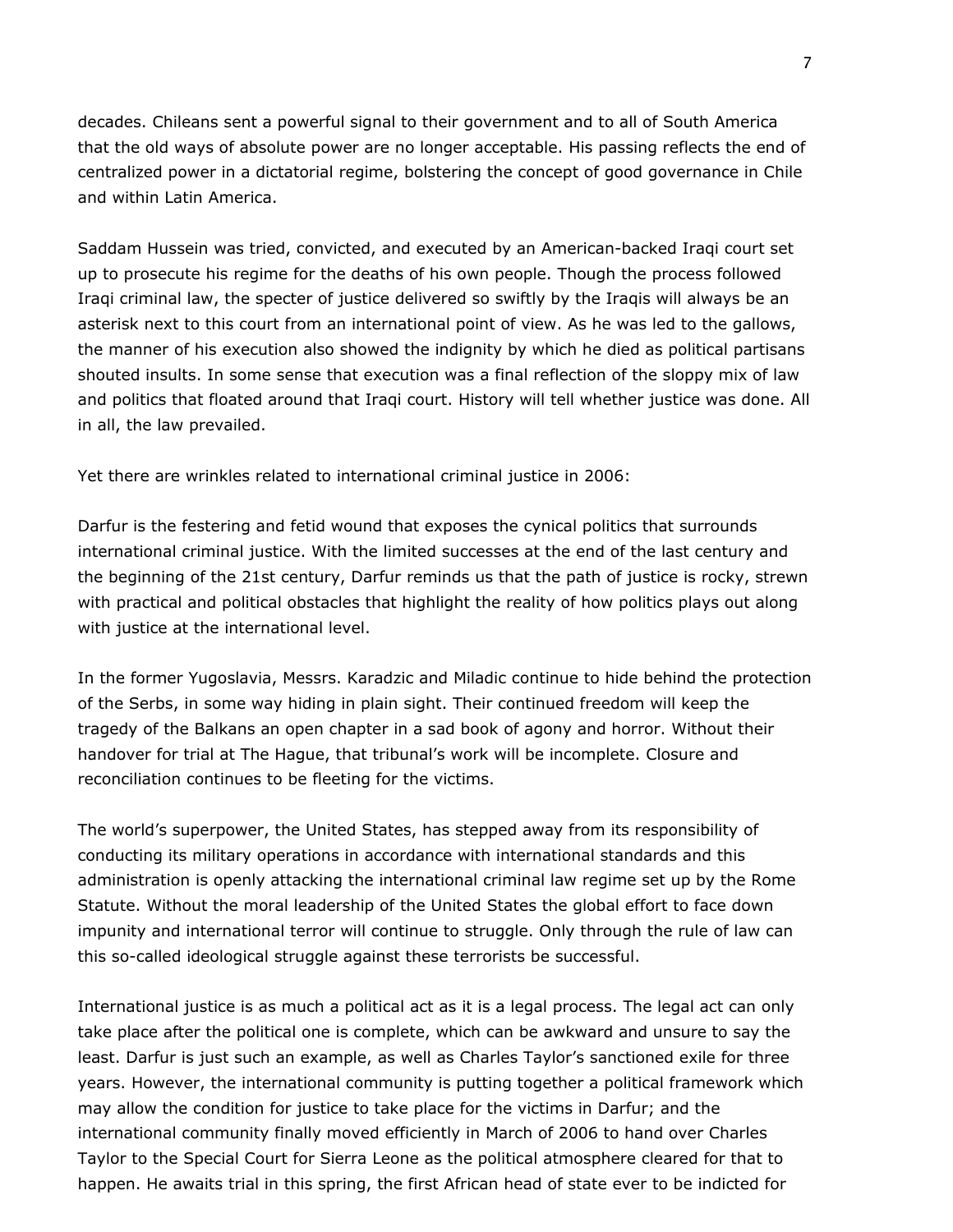decades. Chileans sent a powerful signal to their government and to all of South America that the old ways of absolute power are no longer acceptable. His passing reflects the end of centralized power in a dictatorial regime, bolstering the concept of good governance in Chile and within Latin America.

Saddam Hussein was tried, convicted, and executed by an American-backed Iraqi court set up to prosecute his regime for the deaths of his own people. Though the process followed Iraqi criminal law, the specter of justice delivered so swiftly by the Iraqis will always be an asterisk next to this court from an international point of view. As he was led to the gallows, the manner of his execution also showed the indignity by which he died as political partisans shouted insults. In some sense that execution was a final reflection of the sloppy mix of law and politics that floated around that Iraqi court. History will tell whether justice was done. All in all, the law prevailed.

Yet there are wrinkles related to international criminal justice in 2006:

Darfur is the festering and fetid wound that exposes the cynical politics that surrounds international criminal justice. With the limited successes at the end of the last century and the beginning of the 21st century, Darfur reminds us that the path of justice is rocky, strewn with practical and political obstacles that highlight the reality of how politics plays out along with justice at the international level.

In the former Yugoslavia, Messrs. Karadzic and Miladic continue to hide behind the protection of the Serbs, in some way hiding in plain sight. Their continued freedom will keep the tragedy of the Balkans an open chapter in a sad book of agony and horror. Without their handover for trial at The Hague, that tribunal's work will be incomplete. Closure and reconciliation continues to be fleeting for the victims.

The world's superpower, the United States, has stepped away from its responsibility of conducting its military operations in accordance with international standards and this administration is openly attacking the international criminal law regime set up by the Rome Statute. Without the moral leadership of the United States the global effort to face down impunity and international terror will continue to struggle. Only through the rule of law can this so-called ideological struggle against these terrorists be successful.

International justice is as much a political act as it is a legal process. The legal act can only take place after the political one is complete, which can be awkward and unsure to say the least. Darfur is just such an example, as well as Charles Taylor's sanctioned exile for three years. However, the international community is putting together a political framework which may allow the condition for justice to take place for the victims in Darfur; and the international community finally moved efficiently in March of 2006 to hand over Charles Taylor to the Special Court for Sierra Leone as the political atmosphere cleared for that to happen. He awaits trial in this spring, the first African head of state ever to be indicted for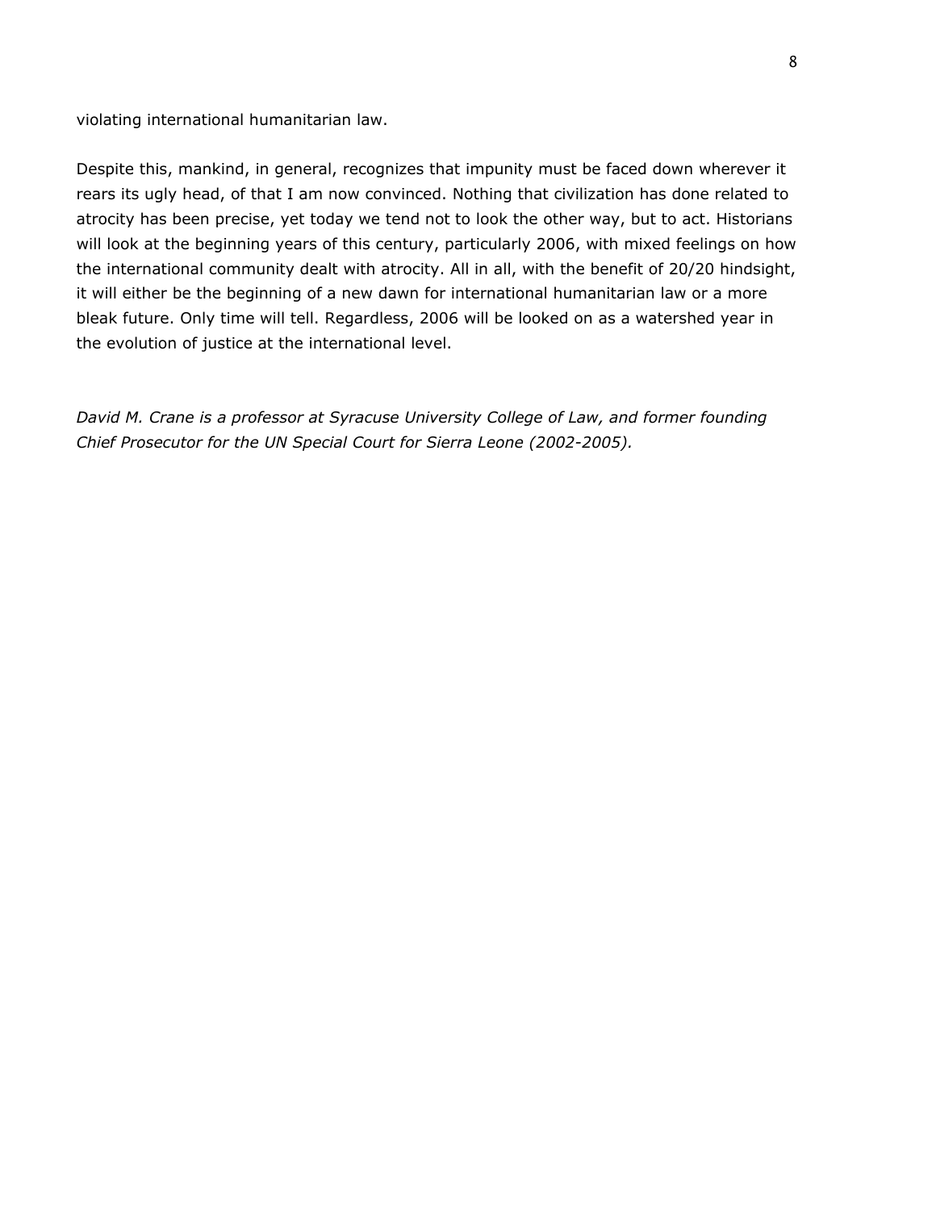violating international humanitarian law.

Despite this, mankind, in general, recognizes that impunity must be faced down wherever it rears its ugly head, of that I am now convinced. Nothing that civilization has done related to atrocity has been precise, yet today we tend not to look the other way, but to act. Historians will look at the beginning years of this century, particularly 2006, with mixed feelings on how the international community dealt with atrocity. All in all, with the benefit of 20/20 hindsight, it will either be the beginning of a new dawn for international humanitarian law or a more bleak future. Only time will tell. Regardless, 2006 will be looked on as a watershed year in the evolution of justice at the international level.

*David M. Crane is a professor at Syracuse University College of Law, and former founding Chief Prosecutor for the UN Special Court for Sierra Leone (2002-2005).*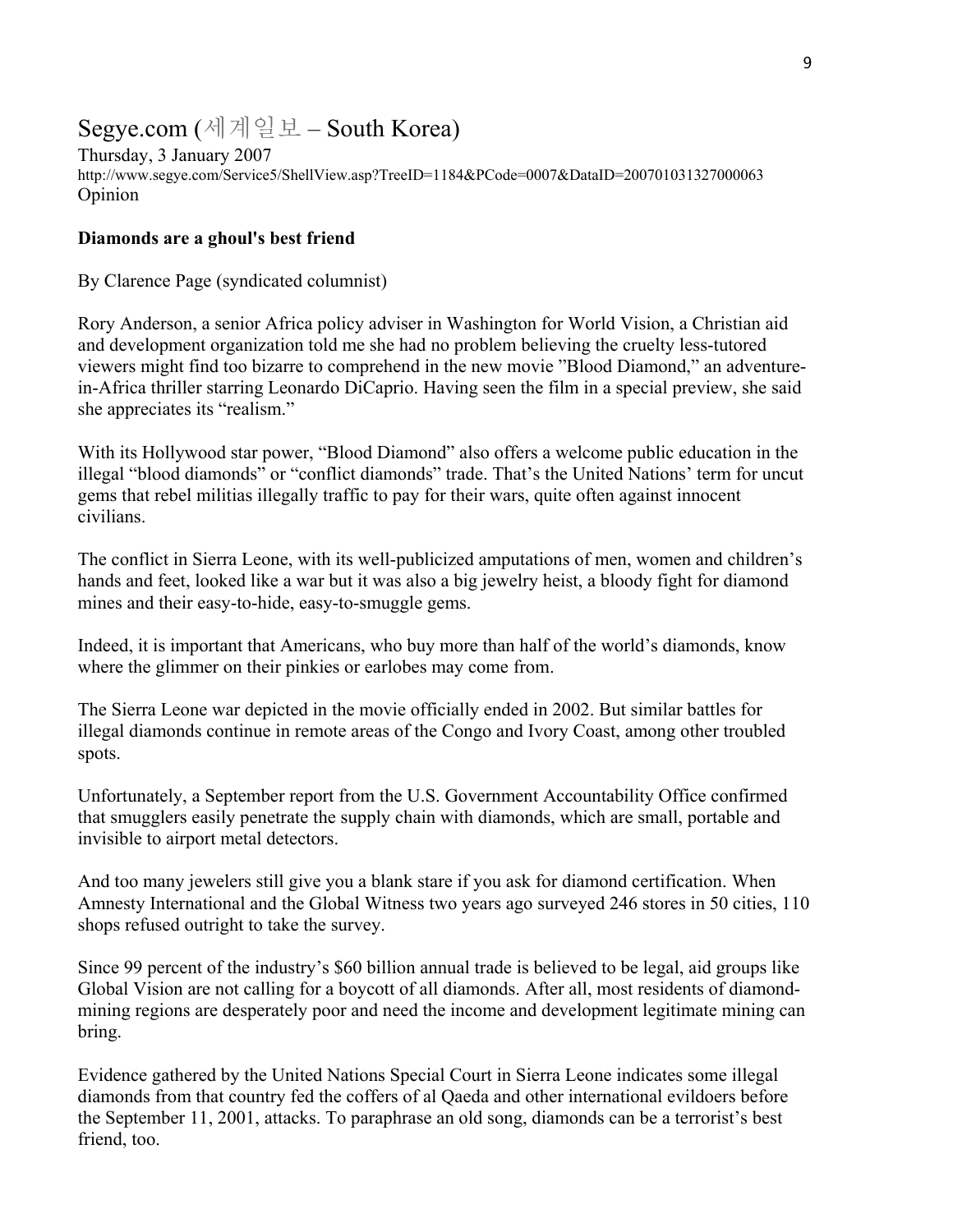# Segye.com (세계일보 – South Korea)

Thursday, 3 January 2007

http://www.segye.com/Service5/ShellView.asp?TreeID=1184&PCode=0007&DataID=200701031327000063

Opinion

**Diamonds are a ghoul's best friend**

By Clarence Page (syndicated columnist)

Rory Anderson, a senior Africa policy adviser in Washington for World Vision, a Christian aid and development organization told me she had no problem believing the cruelty less-tutored viewers might find too bizarre to comprehend in the new movie "Blood Diamond," an adventure-in-Africa thriller starring Leonardo DiCaprio. Having seen the film in a special preview, she said she appreciates its "realism."

With its Hollywood star power, "Blood Diamond" also offers a welcome public education in the illegal "blood diamonds" or "conflict diamonds" trade. That's the United Nations' term for uncut gems that rebel militias illegally traffic to pay for their wars, quite often against innocent civilians.

The conflict in Sierra Leone, with its well-publicized amputations of men, women and children's hands and feet, looked like a war but it was also a big jewelry heist, a bloody fight for diamond mines and their easy-to-hide, easy-to-smuggle gems.

Indeed, it is important that Americans, who buy more than half of the world's diamonds, know where the glimmer on their pinkies or earlobes may come from.

The Sierra Leone war depicted in the movie officially ended in 2002. But similar battles for illegal diamonds continue in remote areas of the Congo and Ivory Coast, among other troubled spots.

Unfortunately, a September report from the U.S. Government Accountability Office confirmed that smugglers easily penetrate the supply chain with diamonds, which are small, portable and invisible to airport metal detectors.

And too many jewelers still give you a blank stare if you ask for diamond certification. When Amnesty International and the Global Witness two years ago surveyed 246 stores in 50 cities, 110 shops refused outright to take the survey.

Since 99 percent of the industry's $60 billion annual trade is believed to be legal, aid groups like Global Vision are not calling for a boycott of all diamonds. After all, most residents of diamond-mining regions are desperately poor and need the income and development legitimate mining can bring.

Evidence gathered by the United Nations Special Court in Sierra Leone indicates some illegal diamonds from that country fed the coffers of al Qaeda and other international evildoers before the September 11, 2001, attacks. To paraphrase an old song, diamonds can be a terrorist's best friend, too.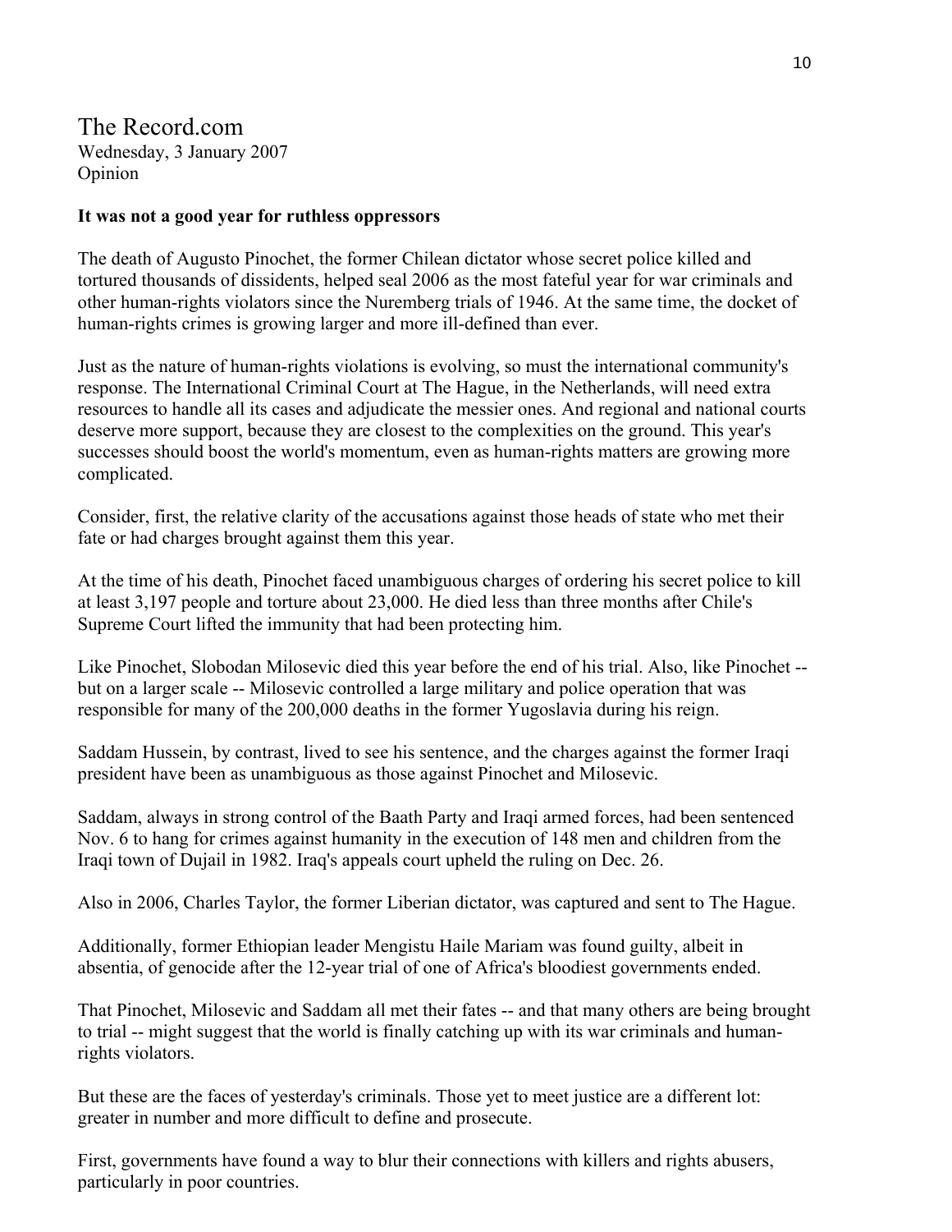The Record.com
Wednesday, 3 January 2007
Opinion

**It was not a good year for ruthless oppressors**

The death of Augusto Pinochet, the former Chilean dictator whose secret police killed and tortured thousands of dissidents, helped seal 2006 as the most fateful year for war criminals and other human-rights violators since the Nuremberg trials of 1946. At the same time, the docket of human-rights crimes is growing larger and more ill-defined than ever.

Just as the nature of human-rights violations is evolving, so must the international community's response. The International Criminal Court at The Hague, in the Netherlands, will need extra resources to handle all its cases and adjudicate the messier ones. And regional and national courts deserve more support, because they are closest to the complexities on the ground. This year's successes should boost the world's momentum, even as human-rights matters are growing more complicated.

Consider, first, the relative clarity of the accusations against those heads of state who met their fate or had charges brought against them this year.

At the time of his death, Pinochet faced unambiguous charges of ordering his secret police to kill at least 3,197 people and torture about 23,000. He died less than three months after Chile's Supreme Court lifted the immunity that had been protecting him.

Like Pinochet, Slobodan Milosevic died this year before the end of his trial. Also, like Pinochet -- but on a larger scale -- Milosevic controlled a large military and police operation that was responsible for many of the 200,000 deaths in the former Yugoslavia during his reign.

Saddam Hussein, by contrast, lived to see his sentence, and the charges against the former Iraqi president have been as unambiguous as those against Pinochet and Milosevic.

Saddam, always in strong control of the Baath Party and Iraqi armed forces, had been sentenced Nov. 6 to hang for crimes against humanity in the execution of 148 men and children from the Iraqi town of Dujail in 1982. Iraq's appeals court upheld the ruling on Dec. 26.

Also in 2006, Charles Taylor, the former Liberian dictator, was captured and sent to The Hague.

Additionally, former Ethiopian leader Mengistu Haile Mariam was found guilty, albeit in absentia, of genocide after the 12-year trial of one of Africa's bloodiest governments ended.

That Pinochet, Milosevic and Saddam all met their fates -- and that many others are being brought to trial -- might suggest that the world is finally catching up with its war criminals and human-rights violators.

But these are the faces of yesterday's criminals. Those yet to meet justice are a different lot: greater in number and more difficult to define and prosecute.

First, governments have found a way to blur their connections with killers and rights abusers, particularly in poor countries.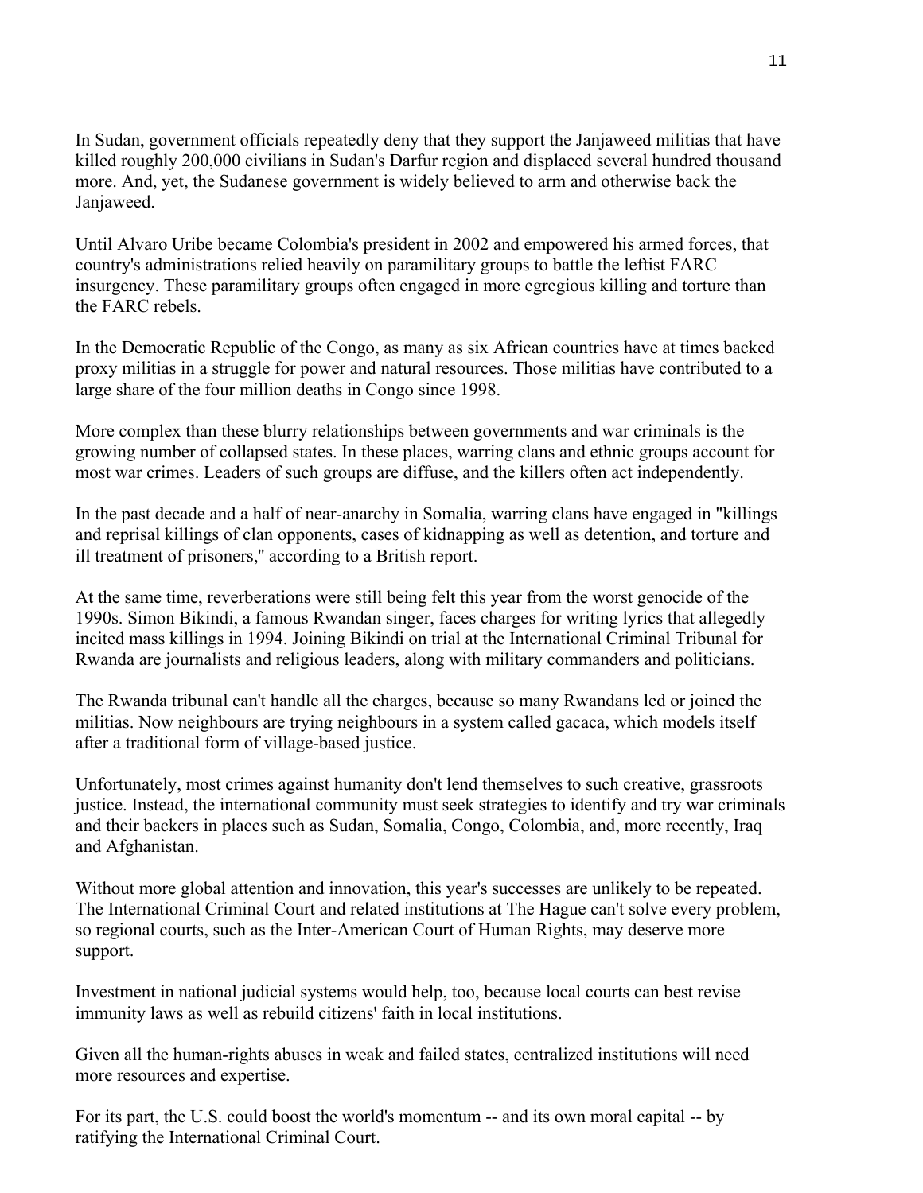In Sudan, government officials repeatedly deny that they support the Janjaweed militias that have killed roughly 200,000 civilians in Sudan's Darfur region and displaced several hundred thousand more. And, yet, the Sudanese government is widely believed to arm and otherwise back the Janjaweed.

Until Alvaro Uribe became Colombia's president in 2002 and empowered his armed forces, that country's administrations relied heavily on paramilitary groups to battle the leftist FARC insurgency. These paramilitary groups often engaged in more egregious killing and torture than the FARC rebels.

In the Democratic Republic of the Congo, as many as six African countries have at times backed proxy militias in a struggle for power and natural resources. Those militias have contributed to a large share of the four million deaths in Congo since 1998.

More complex than these blurry relationships between governments and war criminals is the growing number of collapsed states. In these places, warring clans and ethnic groups account for most war crimes. Leaders of such groups are diffuse, and the killers often act independently.

In the past decade and a half of near-anarchy in Somalia, warring clans have engaged in "killings and reprisal killings of clan opponents, cases of kidnapping as well as detention, and torture and ill treatment of prisoners," according to a British report.

At the same time, reverberations were still being felt this year from the worst genocide of the 1990s. Simon Bikindi, a famous Rwandan singer, faces charges for writing lyrics that allegedly incited mass killings in 1994. Joining Bikindi on trial at the International Criminal Tribunal for Rwanda are journalists and religious leaders, along with military commanders and politicians.

The Rwanda tribunal can't handle all the charges, because so many Rwandans led or joined the militias. Now neighbours are trying neighbours in a system called gacaca, which models itself after a traditional form of village-based justice.

Unfortunately, most crimes against humanity don't lend themselves to such creative, grassroots justice. Instead, the international community must seek strategies to identify and try war criminals and their backers in places such as Sudan, Somalia, Congo, Colombia, and, more recently, Iraq and Afghanistan.

Without more global attention and innovation, this year's successes are unlikely to be repeated. The International Criminal Court and related institutions at The Hague can't solve every problem, so regional courts, such as the Inter-American Court of Human Rights, may deserve more support.

Investment in national judicial systems would help, too, because local courts can best revise immunity laws as well as rebuild citizens' faith in local institutions.

Given all the human-rights abuses in weak and failed states, centralized institutions will need more resources and expertise.

For its part, the U.S. could boost the world's momentum -- and its own moral capital -- by ratifying the International Criminal Court.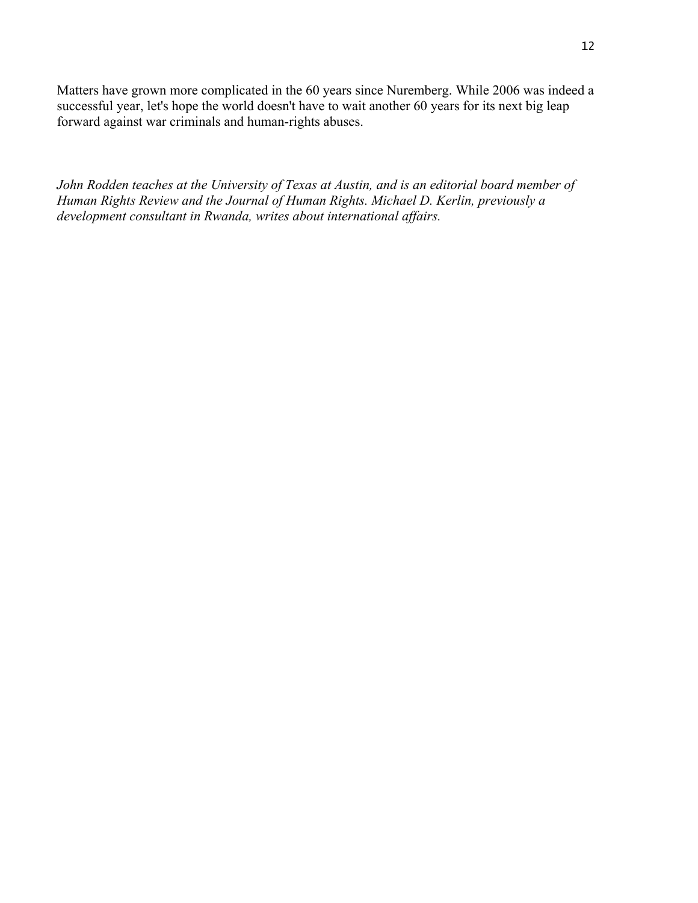Matters have grown more complicated in the 60 years since Nuremberg. While 2006 was indeed a successful year, let's hope the world doesn't have to wait another 60 years for its next big leap forward against war criminals and human-rights abuses.

*John Rodden teaches at the University of Texas at Austin, and is an editorial board member of Human Rights Review and the Journal of Human Rights. Michael D. Kerlin, previously a development consultant in Rwanda, writes about international affairs.*